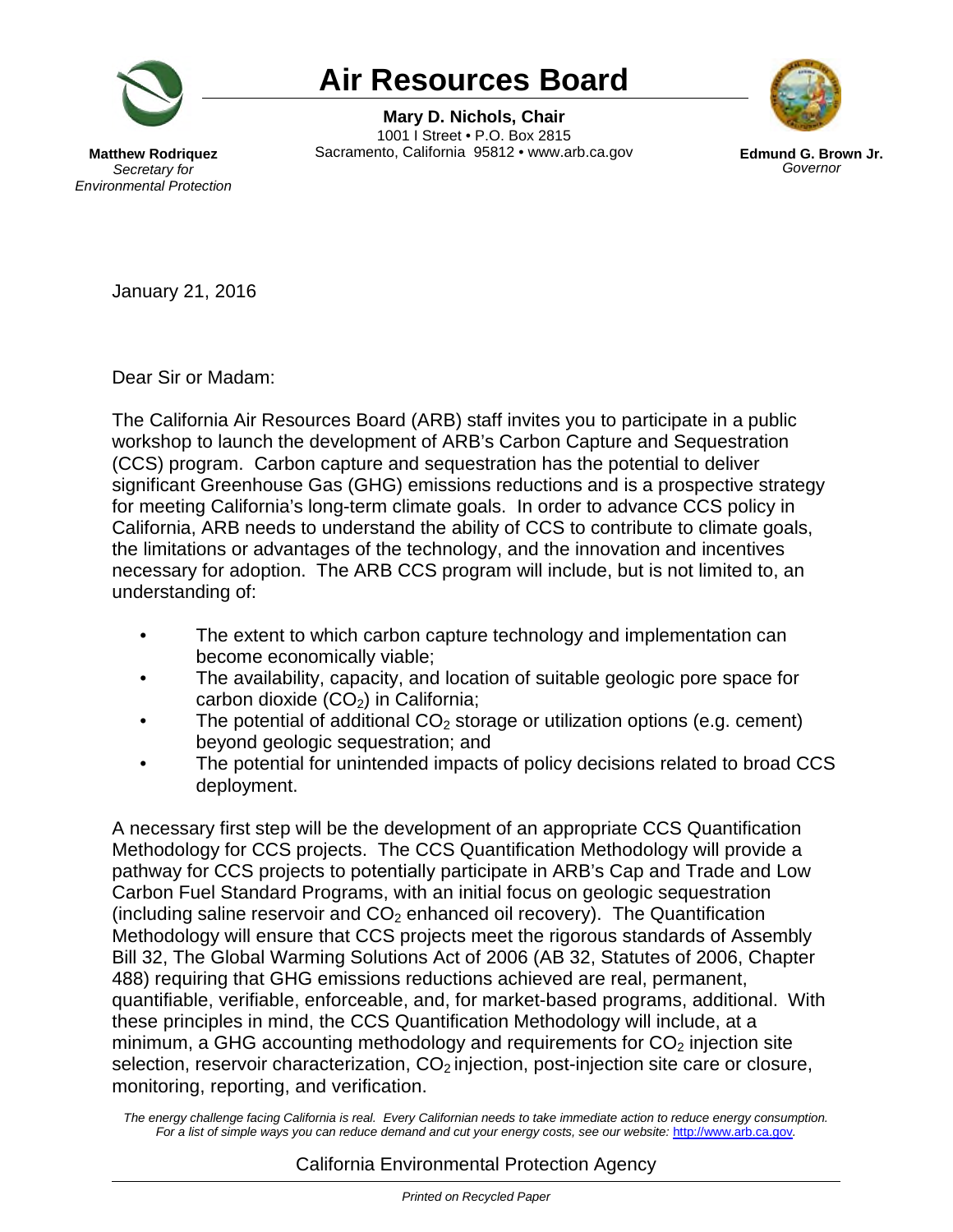# Air Resources Board

**Mary D. Nichols, Chair**
1001 I Street • P.O. Box 2815
Sacramento, California 95812 • www.arb.ca.gov

**Matthew Rodriquez**
*Secretary for Environmental Protection*

**Edmund G. Brown Jr.**
*Governor*

January 21, 2016

Dear Sir or Madam:

The California Air Resources Board (ARB) staff invites you to participate in a public workshop to launch the development of ARB's Carbon Capture and Sequestration (CCS) program. Carbon capture and sequestration has the potential to deliver significant Greenhouse Gas (GHG) emissions reductions and is a prospective strategy for meeting California's long-term climate goals. In order to advance CCS policy in California, ARB needs to understand the ability of CCS to contribute to climate goals, the limitations or advantages of the technology, and the innovation and incentives necessary for adoption. The ARB CCS program will include, but is not limited to, an understanding of:

- The extent to which carbon capture technology and implementation can become economically viable;
- The availability, capacity, and location of suitable geologic pore space for carbon dioxide ($CO_2$) in California;
- The potential of additional $CO_2$ storage or utilization options (e.g. cement) beyond geologic sequestration; and
- The potential for unintended impacts of policy decisions related to broad CCS deployment.

A necessary first step will be the development of an appropriate CCS Quantification Methodology for CCS projects. The CCS Quantification Methodology will provide a pathway for CCS projects to potentially participate in ARB's Cap and Trade and Low Carbon Fuel Standard Programs, with an initial focus on geologic sequestration (including saline reservoir and $CO_2$ enhanced oil recovery). The Quantification Methodology will ensure that CCS projects meet the rigorous standards of Assembly Bill 32, The Global Warming Solutions Act of 2006 (AB 32, Statutes of 2006, Chapter 488) requiring that GHG emissions reductions achieved are real, permanent, quantifiable, verifiable, enforceable, and, for market-based programs, additional. With these principles in mind, the CCS Quantification Methodology will include, at a minimum, a GHG accounting methodology and requirements for $CO_2$ injection site selection, reservoir characterization, $CO_2$ injection, post-injection site care or closure, monitoring, reporting, and verification.

*The energy challenge facing California is real. Every Californian needs to take immediate action to reduce energy consumption. For a list of simple ways you can reduce demand and cut your energy costs, see our website: http://www.arb.ca.gov.*

California Environmental Protection Agency

*Printed on Recycled Paper*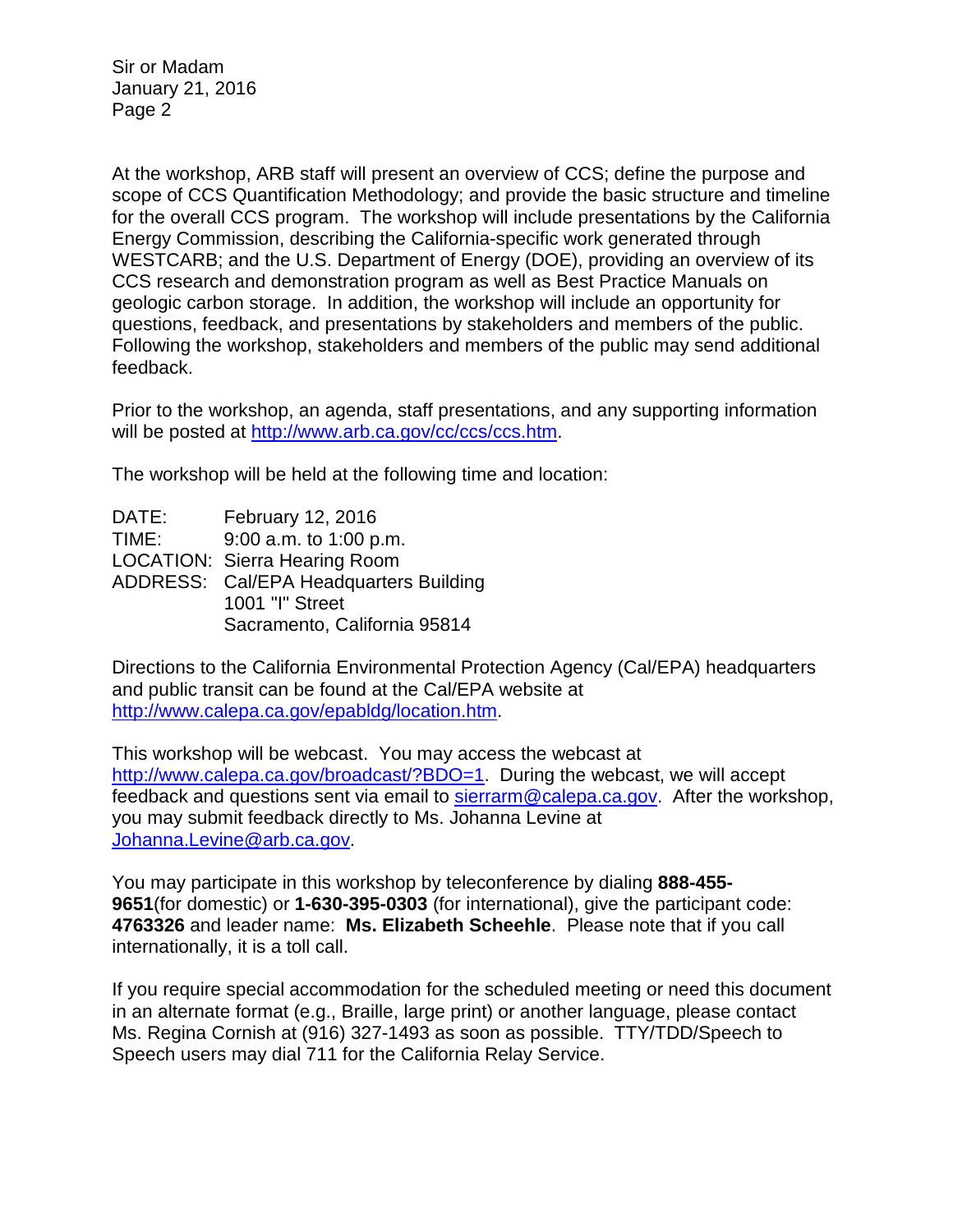At the workshop, ARB staff will present an overview of CCS; define the purpose and scope of CCS Quantification Methodology; and provide the basic structure and timeline for the overall CCS program. The workshop will include presentations by the California Energy Commission, describing the California-specific work generated through WESTCARB; and the U.S. Department of Energy (DOE), providing an overview of its CCS research and demonstration program as well as Best Practice Manuals on geologic carbon storage. In addition, the workshop will include an opportunity for questions, feedback, and presentations by stakeholders and members of the public. Following the workshop, stakeholders and members of the public may send additional feedback.

Prior to the workshop, an agenda, staff presentations, and any supporting information will be posted at http://www.arb.ca.gov/cc/ccs/ccs.htm.

The workshop will be held at the following time and location:

DATE: February 12, 2016
TIME: 9:00 a.m. to 1:00 p.m.
LOCATION: Sierra Hearing Room
ADDRESS: Cal/EPA Headquarters Building
1001 "I" Street
Sacramento, California 95814

Directions to the California Environmental Protection Agency (Cal/EPA) headquarters and public transit can be found at the Cal/EPA website at http://www.calepa.ca.gov/epabldg/location.htm.

This workshop will be webcast. You may access the webcast at http://www.calepa.ca.gov/broadcast/?BDO=1. During the webcast, we will accept feedback and questions sent via email to sierrarm@calepa.ca.gov. After the workshop, you may submit feedback directly to Ms. Johanna Levine at Johanna.Levine@arb.ca.gov.

You may participate in this workshop by teleconference by dialing **888-455-9651**(for domestic) or **1-630-395-0303** (for international), give the participant code: **4763326** and leader name: **Ms. Elizabeth Scheehle**. Please note that if you call internationally, it is a toll call.

If you require special accommodation for the scheduled meeting or need this document in an alternate format (e.g., Braille, large print) or another language, please contact Ms. Regina Cornish at (916) 327-1493 as soon as possible. TTY/TDD/Speech to Speech users may dial 711 for the California Relay Service.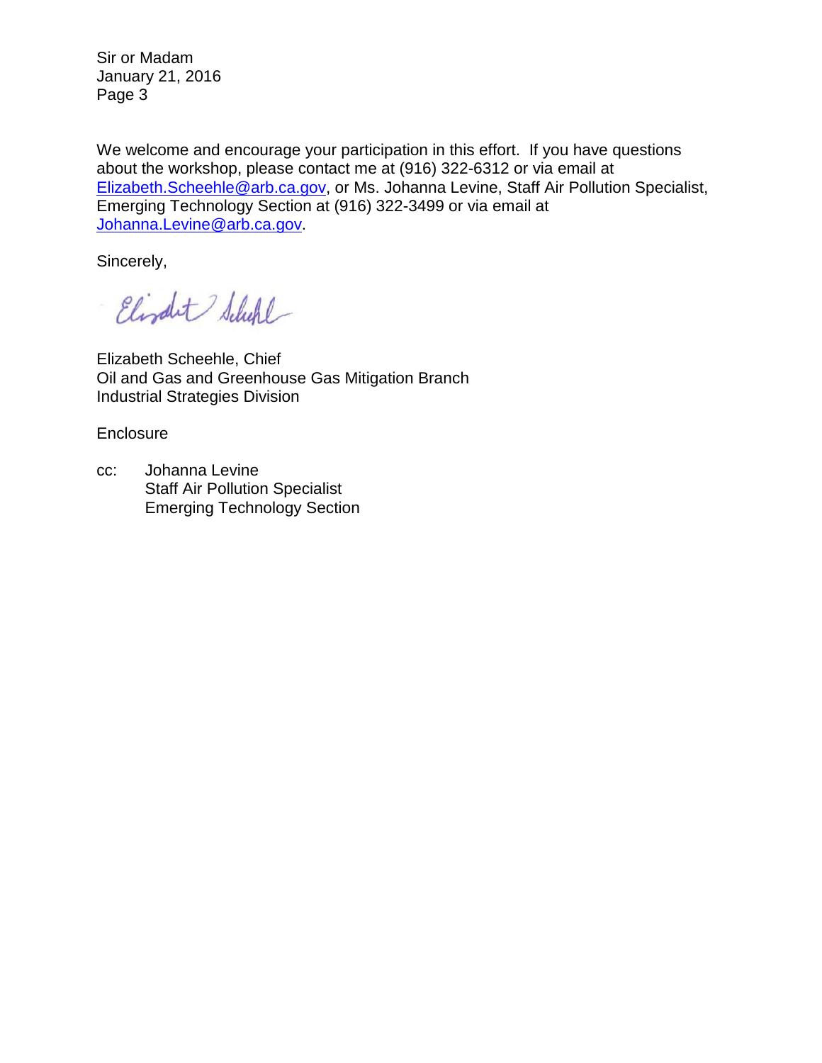We welcome and encourage your participation in this effort. If you have questions about the workshop, please contact me at (916) 322-6312 or via email at Elizabeth.Scheehle@arb.ca.gov, or Ms. Johanna Levine, Staff Air Pollution Specialist, Emerging Technology Section at (916) 322-3499 or via email at Johanna.Levine@arb.ca.gov.

Sincerely,

Elizabeth Scheehle, Chief
Oil and Gas and Greenhouse Gas Mitigation Branch
Industrial Strategies Division

Enclosure

cc: Johanna Levine
Staff Air Pollution Specialist
Emerging Technology Section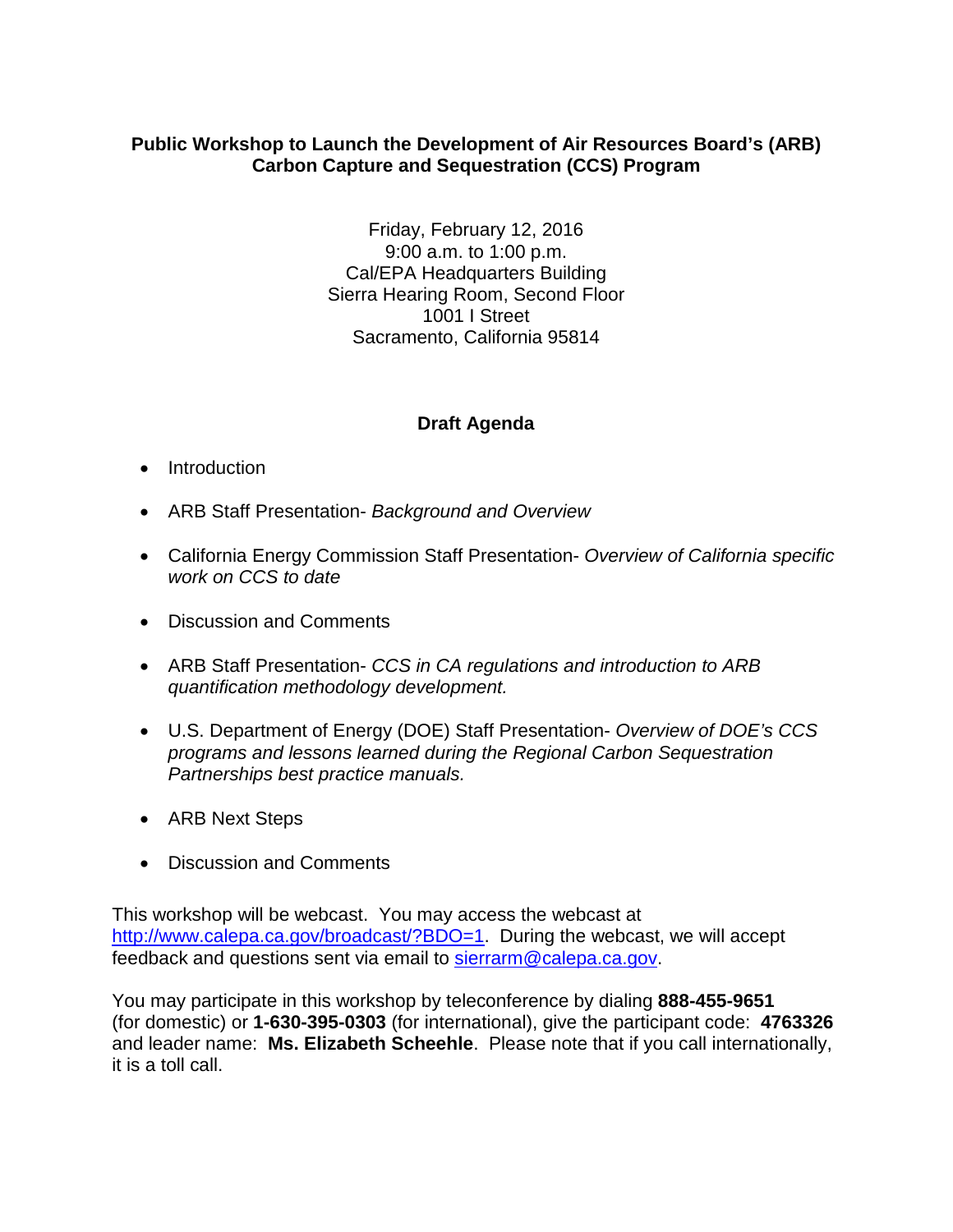**Public Workshop to Launch the Development of Air Resources Board's (ARB) Carbon Capture and Sequestration (CCS) Program**

Friday, February 12, 2016
9:00 a.m. to 1:00 p.m.
Cal/EPA Headquarters Building
Sierra Hearing Room, Second Floor
1001 I Street
Sacramento, California 95814

**Draft Agenda**

- Introduction
- ARB Staff Presentation- *Background and Overview*
- California Energy Commission Staff Presentation- *Overview of California specific work on CCS to date*
- Discussion and Comments
- ARB Staff Presentation- *CCS in CA regulations and introduction to ARB quantification methodology development.*
- U.S. Department of Energy (DOE) Staff Presentation- *Overview of DOE's CCS programs and lessons learned during the Regional Carbon Sequestration Partnerships best practice manuals.*
- ARB Next Steps
- Discussion and Comments

This workshop will be webcast. You may access the webcast at http://www.calepa.ca.gov/broadcast/?BDO=1. During the webcast, we will accept feedback and questions sent via email to sierrarm@calepa.ca.gov.

You may participate in this workshop by teleconference by dialing **888-455-9651** (for domestic) or **1-630-395-0303** (for international), give the participant code: **4763326** and leader name: **Ms. Elizabeth Scheehle**. Please note that if you call internationally, it is a toll call.